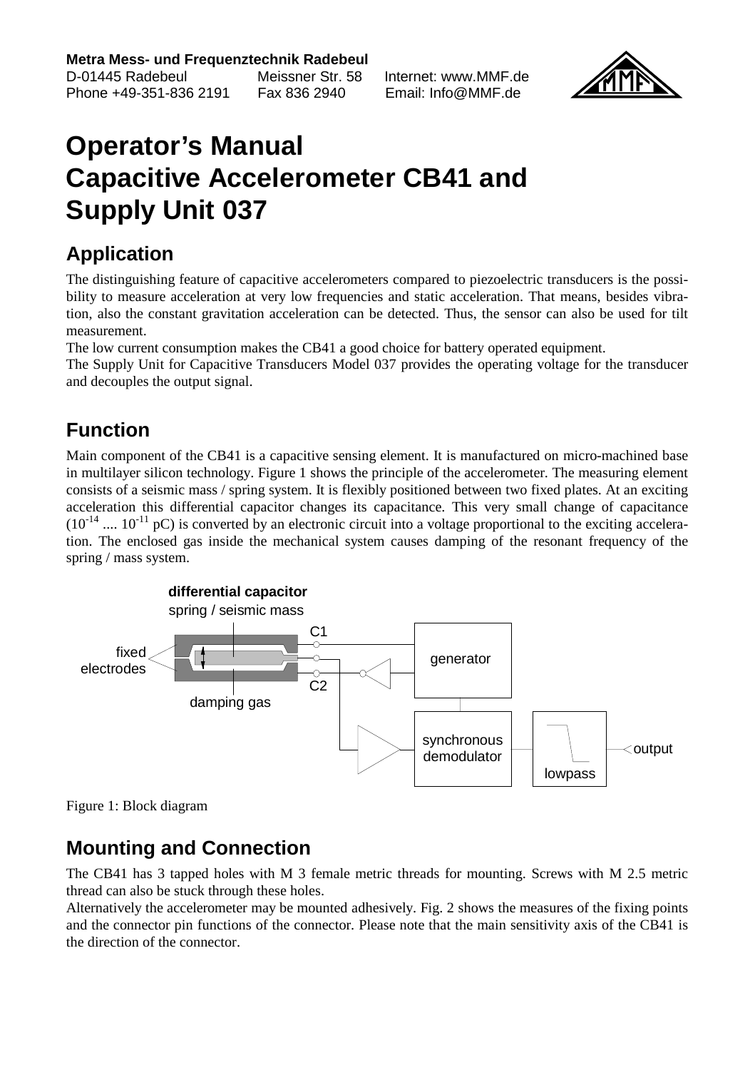**Metra Mess- und Frequenztechnik Radebeul**
D-01445 Radebeul Meissner Str. 58 Internet: www.MMF.de
Phone +49-351-836 2191 Fax 836 2940 Email: Info@MMF.de

# Operator's Manual Capacitive Accelerometer CB41 and Supply Unit 037

## Application

The distinguishing feature of capacitive accelerometers compared to piezoelectric transducers is the possibility to measure acceleration at very low frequencies and static acceleration. That means, besides vibration, also the constant gravitation acceleration can be detected. Thus, the sensor can also be used for tilt measurement.

The low current consumption makes the CB41 a good choice for battery operated equipment.

The Supply Unit for Capacitive Transducers Model 037 provides the operating voltage for the transducer and decouples the output signal.

## Function

Main component of the CB41 is a capacitive sensing element. It is manufactured on micro-machined base in multilayer silicon technology. Figure 1 shows the principle of the accelerometer. The measuring element consists of a seismic mass / spring system. It is flexibly positioned between two fixed plates. At an exciting acceleration this differential capacitor changes its capacitance. This very small change of capacitance ($10^{-14}$ .... $10^{-11}$ pC) is converted by an electronic circuit into a voltage proportional to the exciting acceleration. The enclosed gas inside the mechanical system causes damping of the resonant frequency of the spring / mass system.

Figure 1: Block diagram

## Mounting and Connection

The CB41 has 3 tapped holes with M 3 female metric threads for mounting. Screws with M 2.5 metric thread can also be stuck through these holes.

Alternatively the accelerometer may be mounted adhesively. Fig. 2 shows the measures of the fixing points and the connector pin functions of the connector. Please note that the main sensitivity axis of the CB41 is the direction of the connector.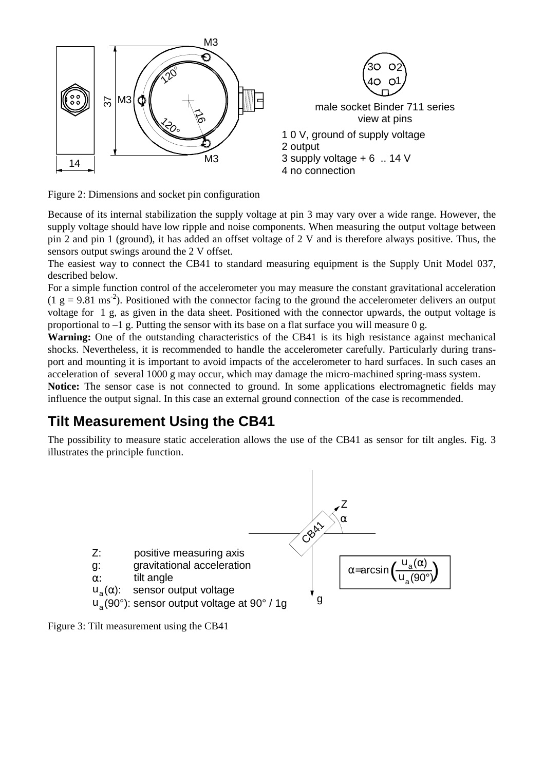M3

120°

37 M3

r16

120°

M3

14

male socket Binder 711 series
view at pins

1 0 V, ground of supply voltage
2 output
3 supply voltage + 6 .. 14 V
4 no connection

Figure 2: Dimensions and socket pin configuration

Because of its internal stabilization the supply voltage at pin 3 may vary over a wide range. However, the supply voltage should have low ripple and noise components. When measuring the output voltage between pin 2 and pin 1 (ground), it has added an offset voltage of 2 V and is therefore always positive. Thus, the sensors output swings around the 2 V offset.

The easiest way to connect the CB41 to standard measuring equipment is the Supply Unit Model 037, described below.

For a simple function control of the accelerometer you may measure the constant gravitational acceleration (1 g = 9.81 $ms^{-2}$). Positioned with the connector facing to the ground the accelerometer delivers an output voltage for 1 g, as given in the data sheet. Positioned with the connector upwards, the output voltage is proportional to –1 g. Putting the sensor with its base on a flat surface you will measure 0 g.

**Warning:** One of the outstanding characteristics of the CB41 is its high resistance against mechanical shocks. Nevertheless, it is recommended to handle the accelerometer carefully. Particularly during transport and mounting it is important to avoid impacts of the accelerometer to hard surfaces. In such cases an acceleration of several 1000 g may occur, which may damage the micro-machined spring-mass system.

**Notice:** The sensor case is not connected to ground. In some applications electromagnetic fields may influence the output signal. In this case an external ground connection of the case is recommended.

## Tilt Measurement Using the CB41

The possibility to measure static acceleration allows the use of the CB41 as sensor for tilt angles. Fig. 3 illustrates the principle function.

Z: positive measuring axis
g: gravitational acceleration
$\alpha$: tilt angle
$u_a(\alpha)$: sensor output voltage
$u_a(90°)$: sensor output voltage at 90° / 1g

$$\alpha = \arcsin\left(\frac{u_a(\alpha)}{u_a(90°)}\right)$$

Figure 3: Tilt measurement using the CB41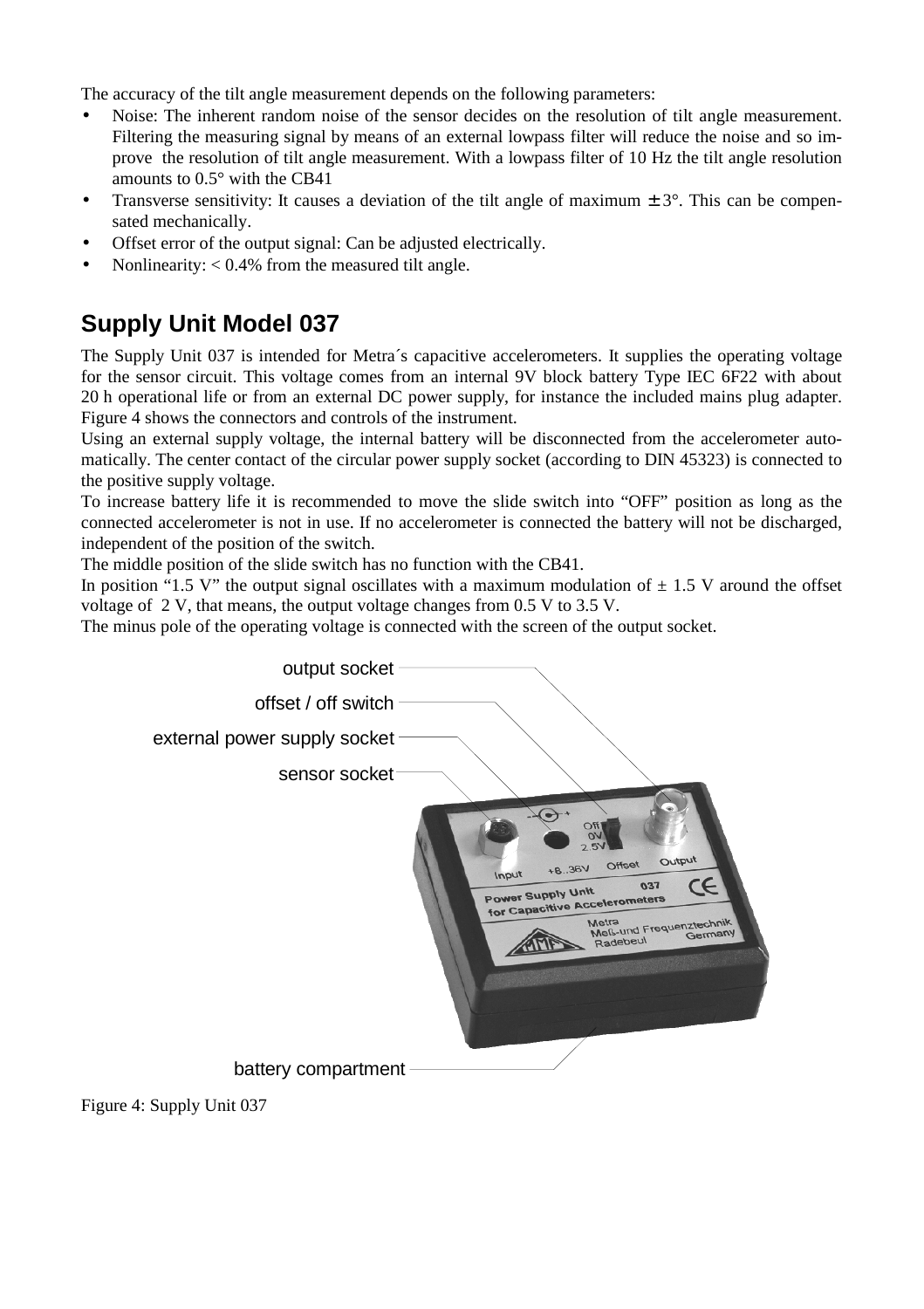The accuracy of the tilt angle measurement depends on the following parameters:

- Noise: The inherent random noise of the sensor decides on the resolution of tilt angle measurement. Filtering the measuring signal by means of an external lowpass filter will reduce the noise and so improve the resolution of tilt angle measurement. With a lowpass filter of 10 Hz the tilt angle resolution amounts to 0.5° with the CB41
- Transverse sensitivity: It causes a deviation of the tilt angle of maximum ± 3°. This can be compensated mechanically.
- Offset error of the output signal: Can be adjusted electrically.
- Nonlinearity: < 0.4% from the measured tilt angle.

## Supply Unit Model 037

The Supply Unit 037 is intended for Metra´s capacitive accelerometers. It supplies the operating voltage for the sensor circuit. This voltage comes from an internal 9V block battery Type IEC 6F22 with about 20 h operational life or from an external DC power supply, for instance the included mains plug adapter. Figure 4 shows the connectors and controls of the instrument.

Using an external supply voltage, the internal battery will be disconnected from the accelerometer automatically. The center contact of the circular power supply socket (according to DIN 45323) is connected to the positive supply voltage.

To increase battery life it is recommended to move the slide switch into "OFF" position as long as the connected accelerometer is not in use. If no accelerometer is connected the battery will not be discharged, independent of the position of the switch.

The middle position of the slide switch has no function with the CB41.

In position "1.5 V" the output signal oscillates with a maximum modulation of ± 1.5 V around the offset voltage of 2 V, that means, the output voltage changes from 0.5 V to 3.5 V.

The minus pole of the operating voltage is connected with the screen of the output socket.

Figure 4: Supply Unit 037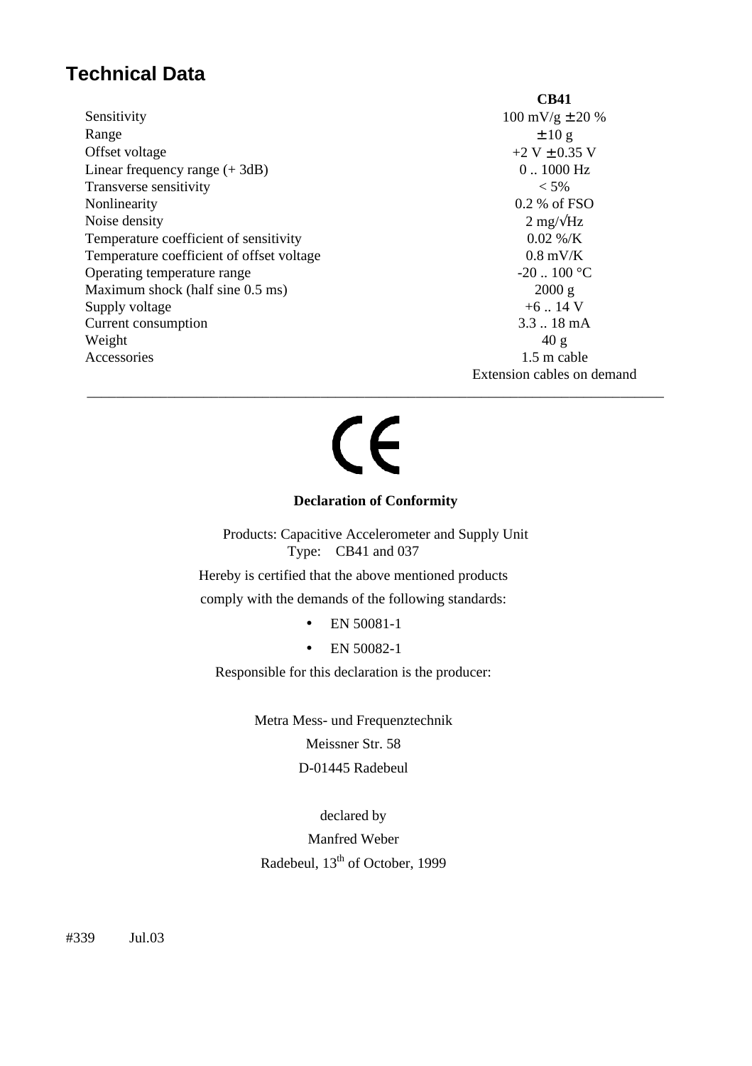## Technical Data

| | CB41 |
|---|---|
| Sensitivity | 100 mV/g ± 20 % |
| Range | ± 10 g |
| Offset voltage | +2 V ± 0.35 V |
| Linear frequency range (+ 3dB) | 0 .. 1000 Hz |
| Transverse sensitivity | < 5% |
| Nonlinearity | 0.2 % of FSO |
| Noise density | 2 mg/√Hz |
| Temperature coefficient of sensitivity | 0.02 %/K |
| Temperature coefficient of offset voltage | 0.8 mV/K |
| Operating temperature range | -20 .. 100 °C |
| Maximum shock (half sine 0.5 ms) | 2000 g |
| Supply voltage | +6 .. 14 V |
| Current consumption | 3.3 .. 18 mA |
| Weight | 40 g |
| Accessories | 1.5 m cable<br>Extension cables on demand |

---

CE

**Declaration of Conformity**

Products: Capacitive Accelerometer and Supply Unit
Type: CB41 and 037

Hereby is certified that the above mentioned products

comply with the demands of the following standards:

- EN 50081-1
- EN 50082-1

Responsible for this declaration is the producer:

Metra Mess- und Frequenztechnik

Meissner Str. 58

D-01445 Radebeul

declared by

Manfred Weber

Radebeul, 13th of October, 1999

#339 Jul.03